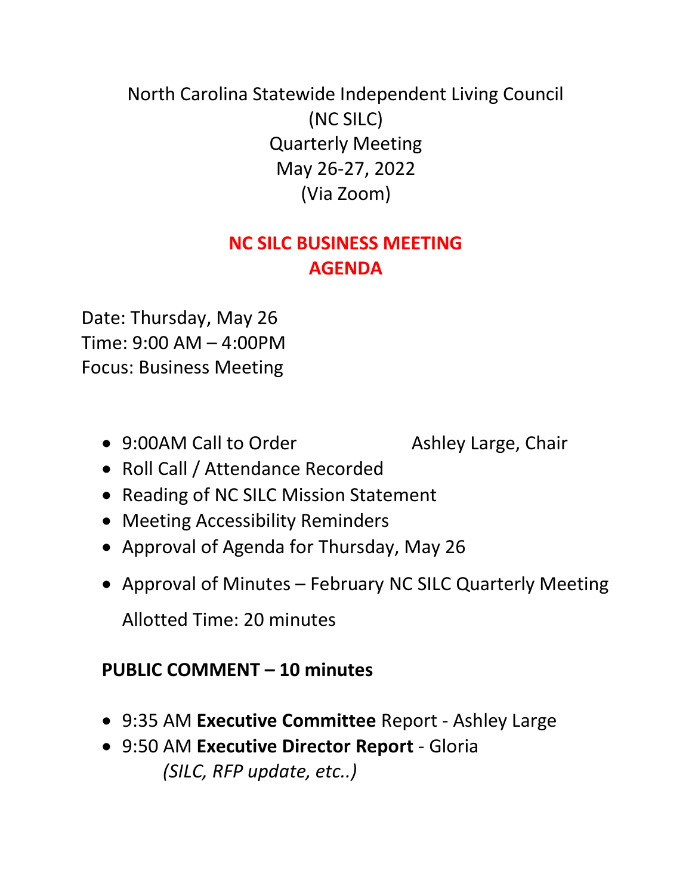North Carolina Statewide Independent Living Council
(NC SILC)
Quarterly Meeting
May 26-27, 2022
(Via Zoom)

## NC SILC BUSINESS MEETING AGENDA

Date: Thursday, May 26
Time: 9:00 AM – 4:00PM
Focus: Business Meeting

- 9:00AM Call to Order — Ashley Large, Chair
- Roll Call / Attendance Recorded
- Reading of NC SILC Mission Statement
- Meeting Accessibility Reminders
- Approval of Agenda for Thursday, May 26
- Approval of Minutes – February NC SILC Quarterly Meeting

  Allotted Time: 20 minutes

**PUBLIC COMMENT – 10 minutes**

- 9:35 AM **Executive Committee** Report - Ashley Large
- 9:50 AM **Executive Director Report** - Gloria
  *(SILC, RFP update, etc..)*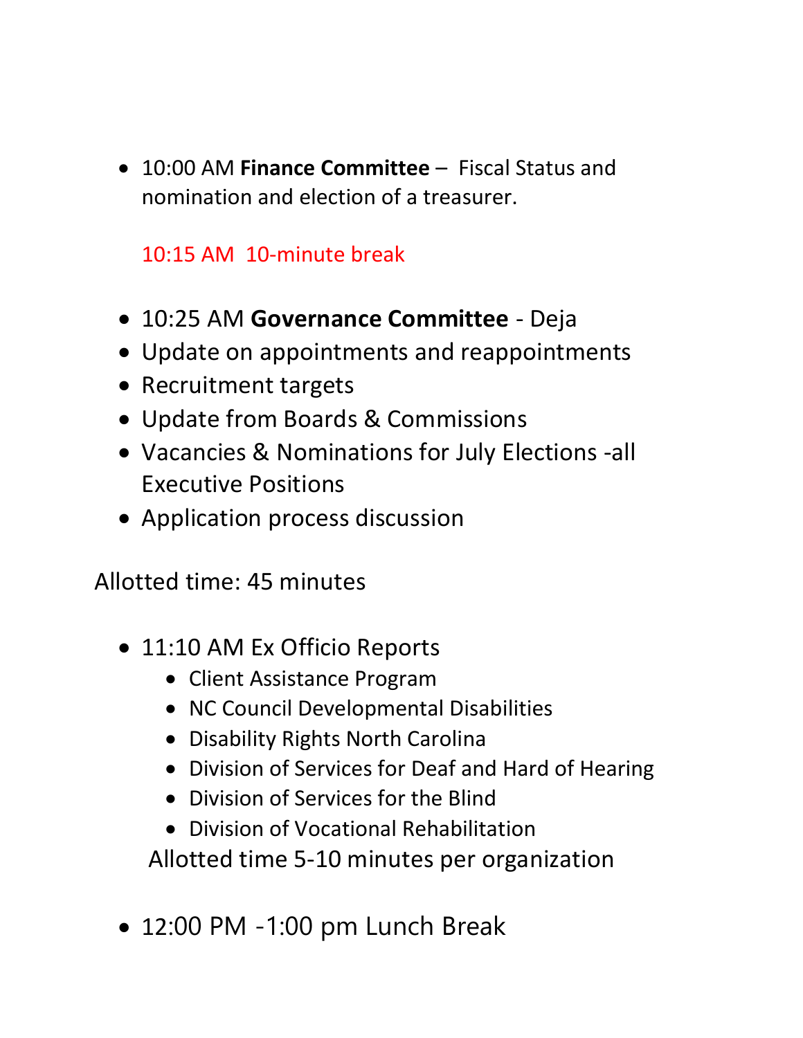- 10:00 AM **Finance Committee** – Fiscal Status and nomination and election of a treasurer.

  10:15 AM 10-minute break

- 10:25 AM **Governance Committee** - Deja
- Update on appointments and reappointments
- Recruitment targets
- Update from Boards & Commissions
- Vacancies & Nominations for July Elections -all Executive Positions
- Application process discussion

Allotted time: 45 minutes

- 11:10 AM Ex Officio Reports
  - Client Assistance Program
  - NC Council Developmental Disabilities
  - Disability Rights North Carolina
  - Division of Services for Deaf and Hard of Hearing
  - Division of Services for the Blind
  - Division of Vocational Rehabilitation

  Allotted time 5-10 minutes per organization

- 12:00 PM -1:00 pm Lunch Break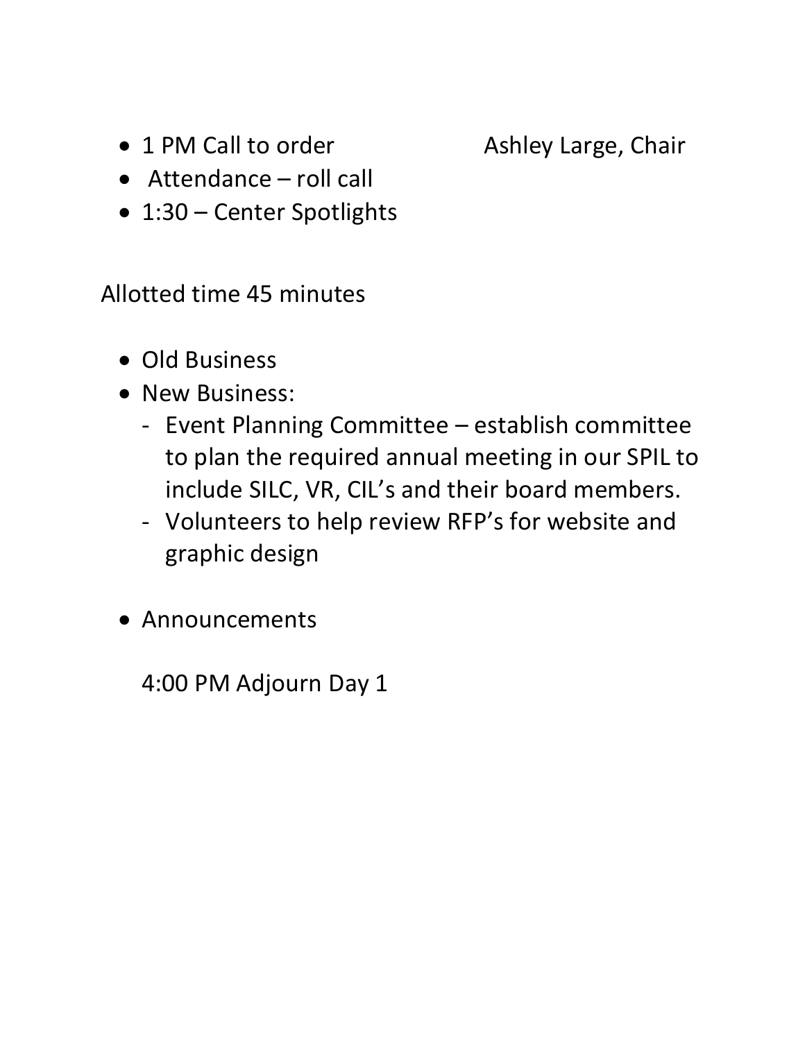- 1 PM Call to order Ashley Large, Chair
- Attendance – roll call
- 1:30 – Center Spotlights

Allotted time 45 minutes

- Old Business
- New Business:
  - Event Planning Committee – establish committee to plan the required annual meeting in our SPIL to include SILC, VR, CIL's and their board members.
  - Volunteers to help review RFP's for website and graphic design
- Announcements

  4:00 PM Adjourn Day 1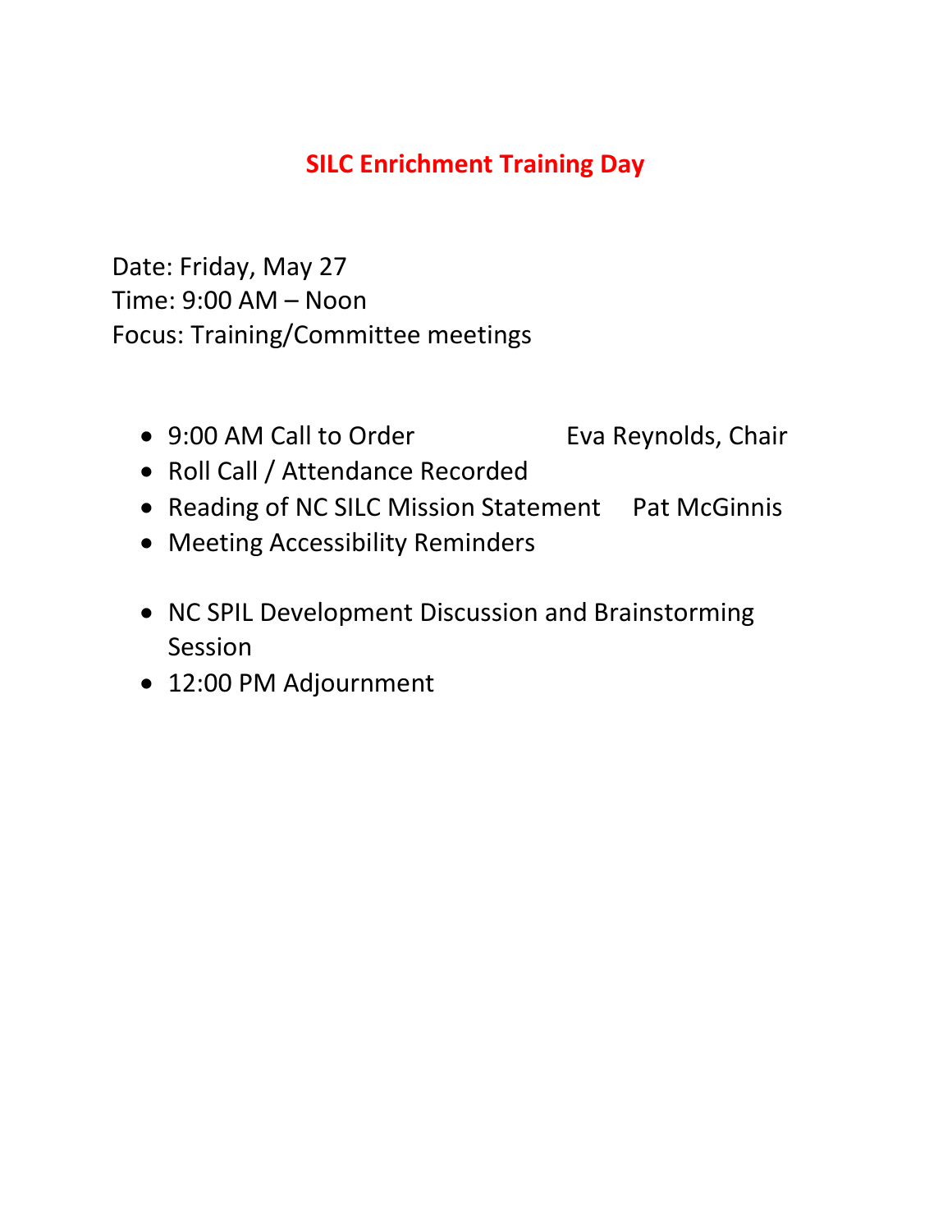# SILC Enrichment Training Day

Date: Friday, May 27
Time: 9:00 AM – Noon
Focus: Training/Committee meetings

- 9:00 AM Call to Order Eva Reynolds, Chair
- Roll Call / Attendance Recorded
- Reading of NC SILC Mission Statement Pat McGinnis
- Meeting Accessibility Reminders

- NC SPIL Development Discussion and Brainstorming Session
- 12:00 PM Adjournment